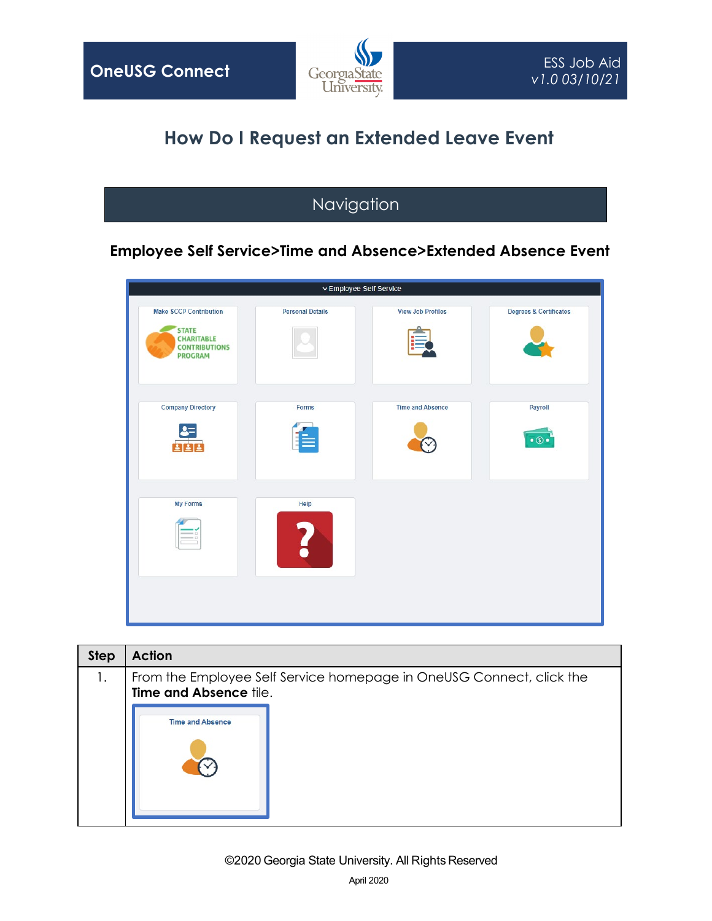OneUSG Connect

ESS Job Aid
v1.0 03/10/21

# How Do I Request an Extended Leave Event

## Navigation

**Employee Self Service>Time and Absence>Extended Absence Event**

| Step | Action |
|---|---|
| 1. | From the Employee Self Service homepage in OneUSG Connect, click the **Time and Absence** tile. |

©2020 Georgia State University. All Rights Reserved

April 2020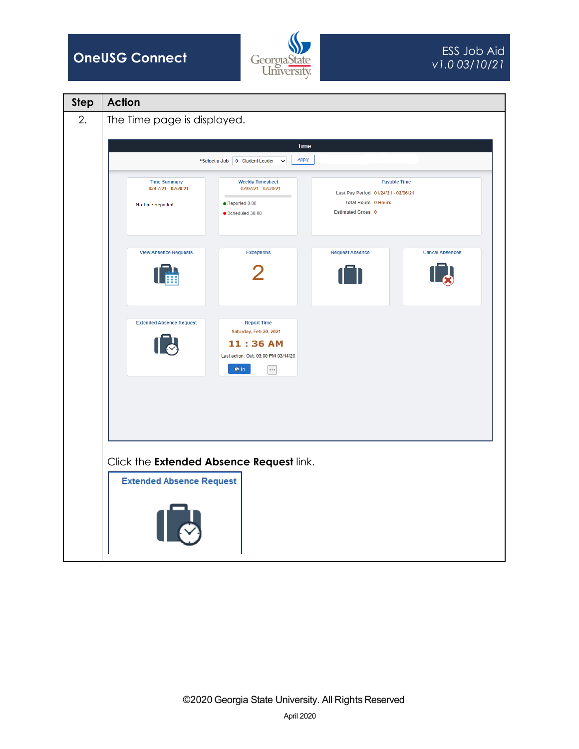| Step | Action |
|---|---|
| 2. | The Time page is displayed.<br><br>Click the **Extended Absence Request** link. |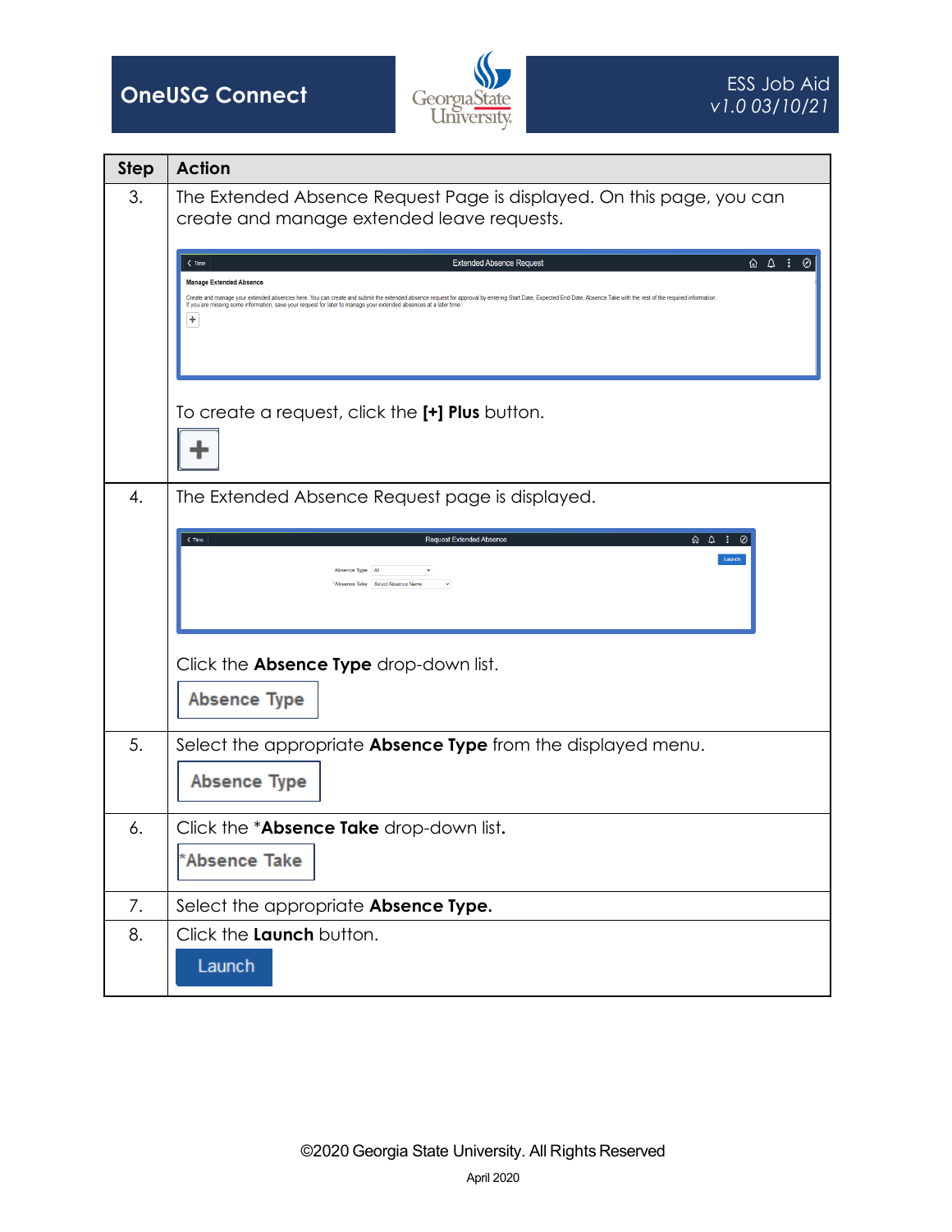| Step | Action |
| --- | --- |
| 3. | The Extended Absence Request Page is displayed. On this page, you can create and manage extended leave requests.<br><br>To create a request, click the **[+] Plus** button. |
| 4. | The Extended Absence Request page is displayed.<br><br>Click the **Absence Type** drop-down list. |
| 5. | Select the appropriate **Absence Type** from the displayed menu. |
| 6. | Click the ***Absence Take** drop-down list**.** |
| 7. | Select the appropriate **Absence Type.** |
| 8. | Click the **Launch** button. |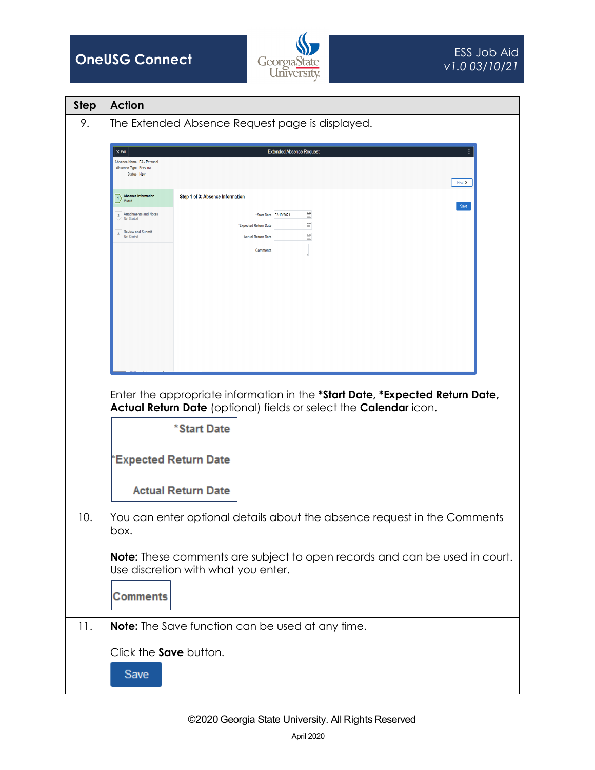| Step | Action |
|---|---|
| 9. | The Extended Absence Request page is displayed.<br><br>Enter the appropriate information in the **\*Start Date, \*Expected Return Date, Actual Return Date** (optional) fields or select the **Calendar** icon. |
| 10. | You can enter optional details about the absence request in the Comments box.<br><br>**Note:** These comments are subject to open records and can be used in court. Use discretion with what you enter. |
| 11. | **Note:** The Save function can be used at any time.<br><br>Click the **Save** button. |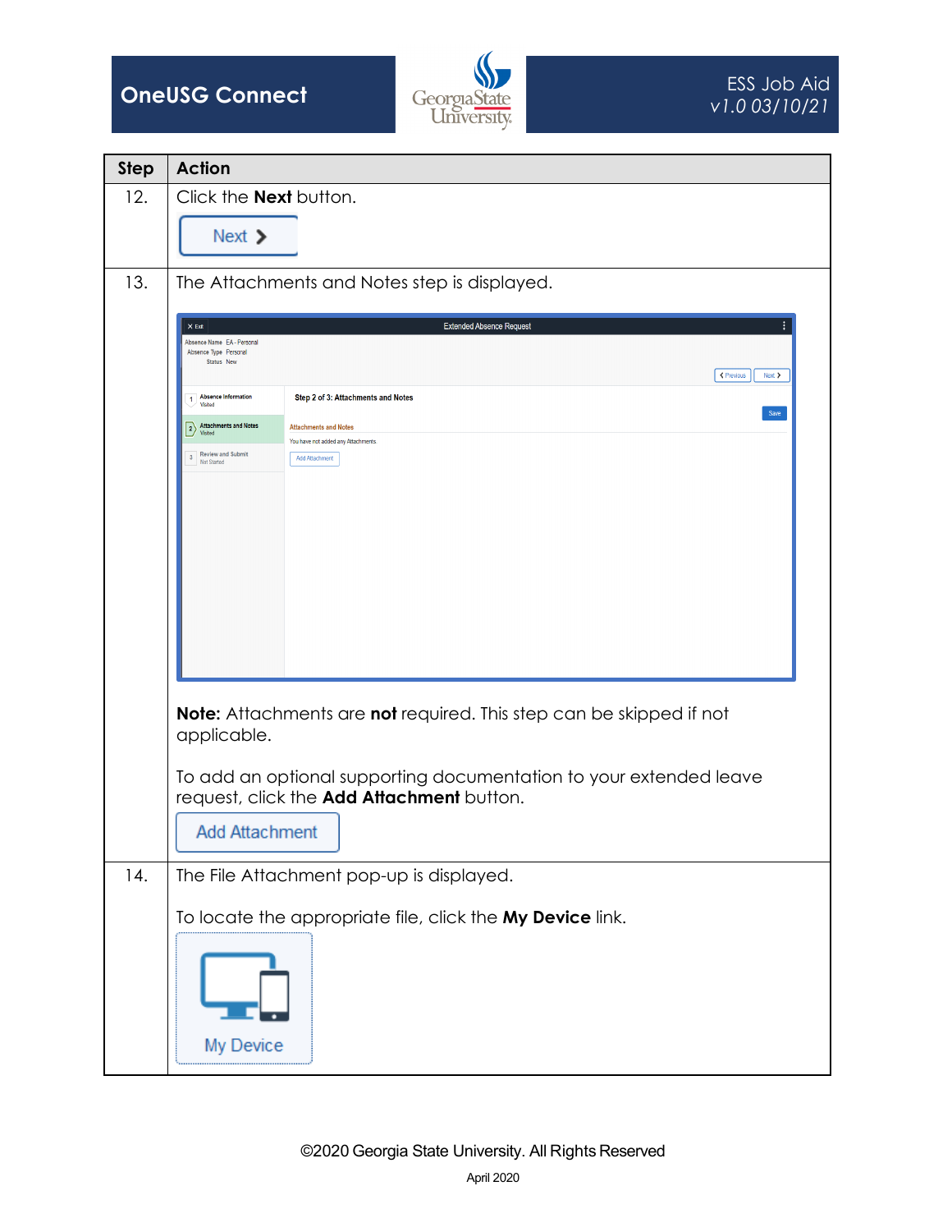| Step | Action |
| --- | --- |
| 12. | Click the **Next** button. |
| 13. | The Attachments and Notes step is displayed.<br><br>**Note:** Attachments are **not** required. This step can be skipped if not applicable.<br><br>To add an optional supporting documentation to your extended leave request, click the **Add Attachment** button. |
| 14. | The File Attachment pop-up is displayed.<br><br>To locate the appropriate file, click the **My Device** link. |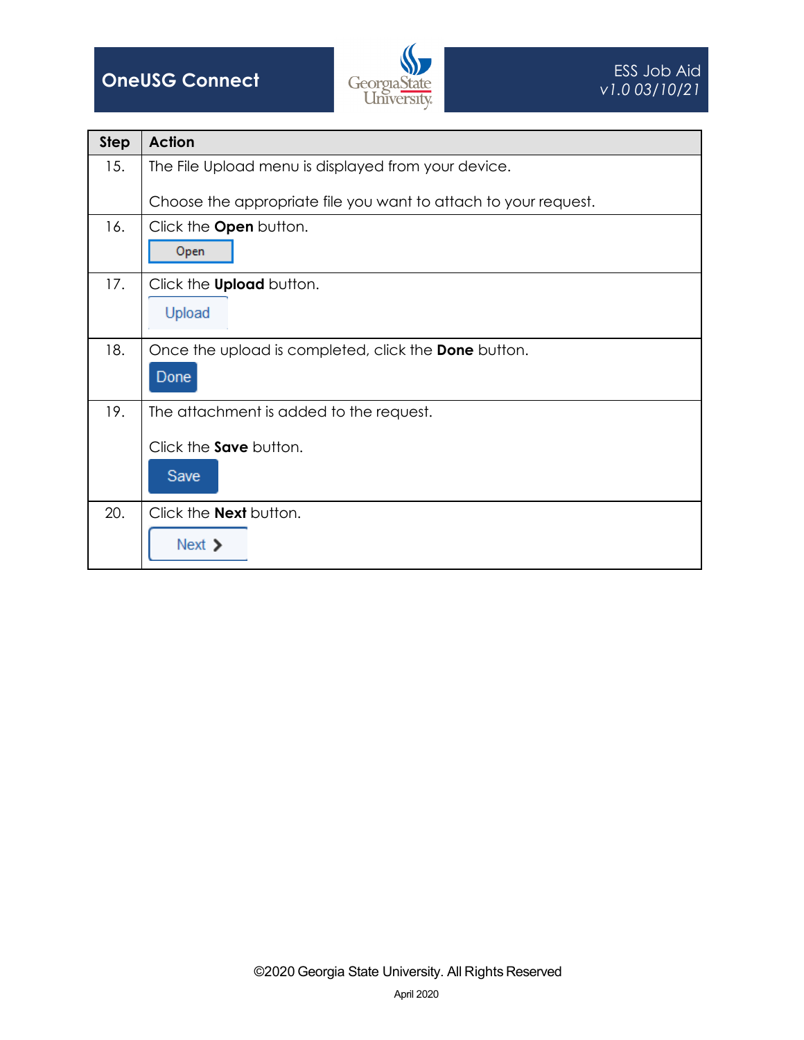| Step | Action |
| --- | --- |
| 15. | The File Upload menu is displayed from your device.<br><br>Choose the appropriate file you want to attach to your request. |
| 16. | Click the **Open** button.<br>Open |
| 17. | Click the **Upload** button.<br>Upload |
| 18. | Once the upload is completed, click the **Done** button.<br>Done |
| 19. | The attachment is added to the request.<br><br>Click the **Save** button.<br>Save |
| 20. | Click the **Next** button.<br>Next > |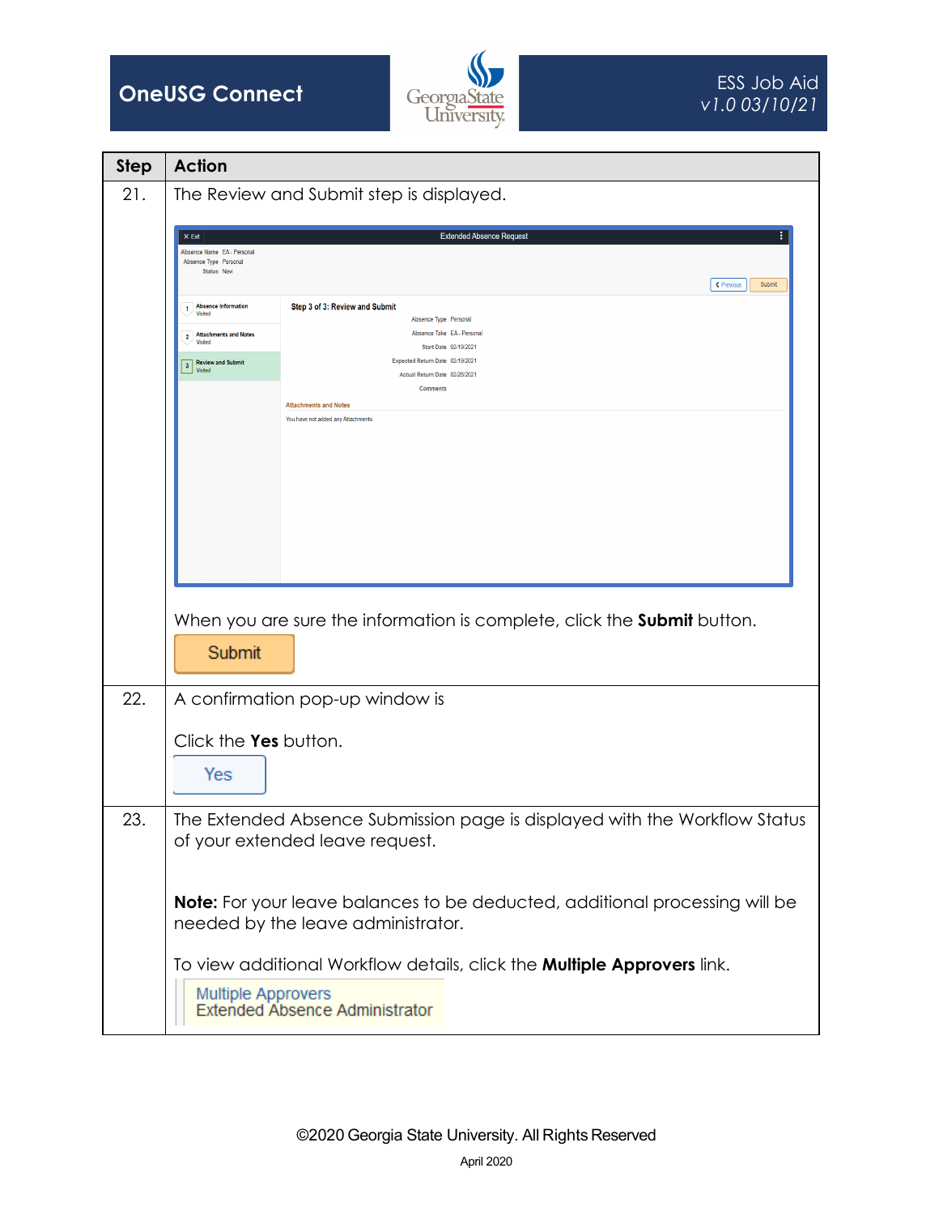| Step | Action |
|---|---|
| 21. | The Review and Submit step is displayed.<br><br>When you are sure the information is complete, click the **Submit** button.<br><br>Submit |
| 22. | A confirmation pop-up window is<br><br>Click the **Yes** button.<br><br>Yes |
| 23. | The Extended Absence Submission page is displayed with the Workflow Status of your extended leave request.<br><br>**Note:** For your leave balances to be deducted, additional processing will be needed by the leave administrator.<br><br>To view additional Workflow details, click the **Multiple Approvers** link.<br><br>Multiple Approvers<br>Extended Absence Administrator |

©2020 Georgia State University. All Rights Reserved

April 2020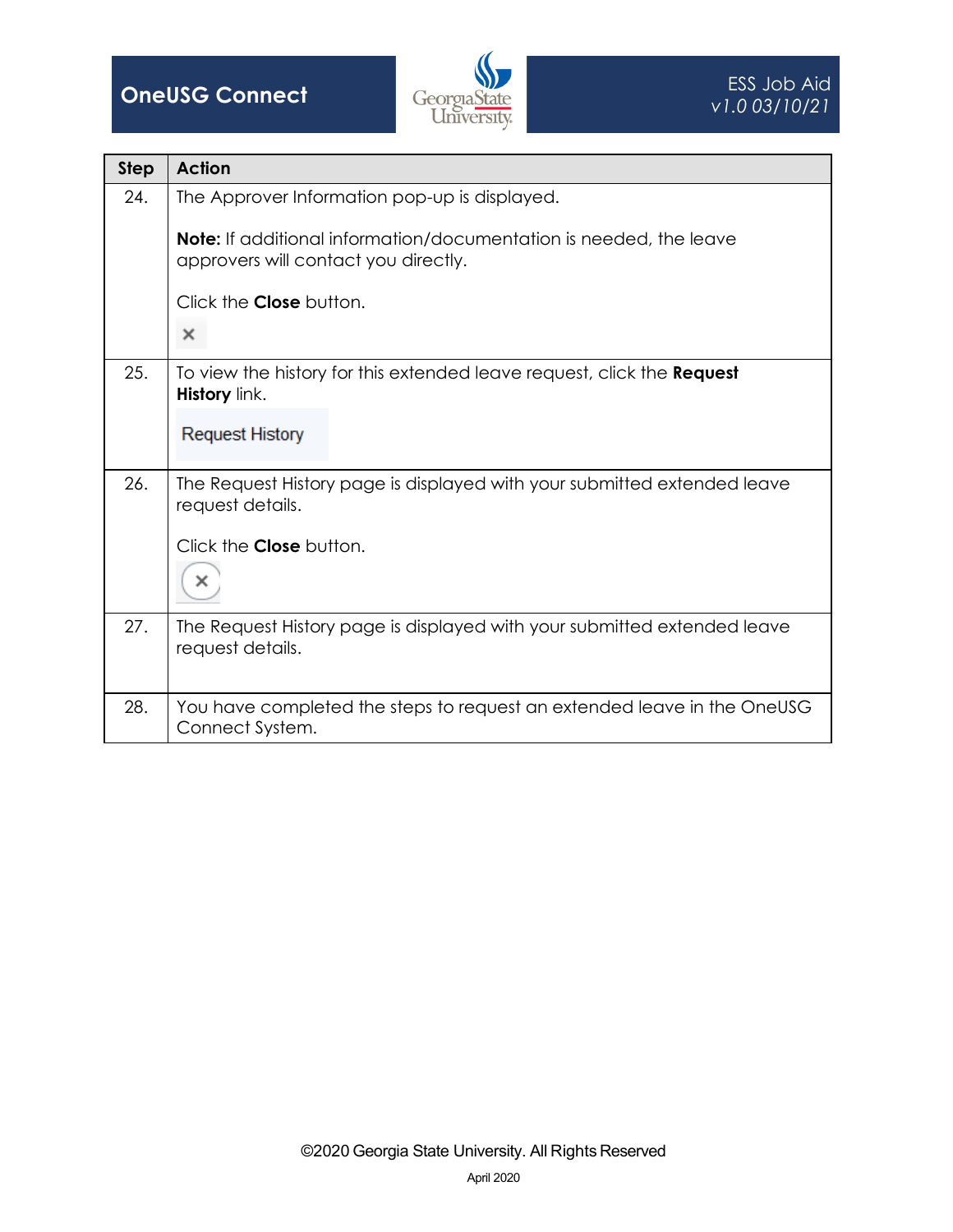| Step | Action |
| --- | --- |
| 24. | The Approver Information pop-up is displayed.<br><br>**Note:** If additional information/documentation is needed, the leave approvers will contact you directly.<br><br>Click the **Close** button.<br><br>× |
| 25. | To view the history for this extended leave request, click the **Request History** link.<br><br>Request History |
| 26. | The Request History page is displayed with your submitted extended leave request details.<br><br>Click the **Close** button.<br><br>× |
| 27. | The Request History page is displayed with your submitted extended leave request details. |
| 28. | You have completed the steps to request an extended leave in the OneUSG Connect System. |